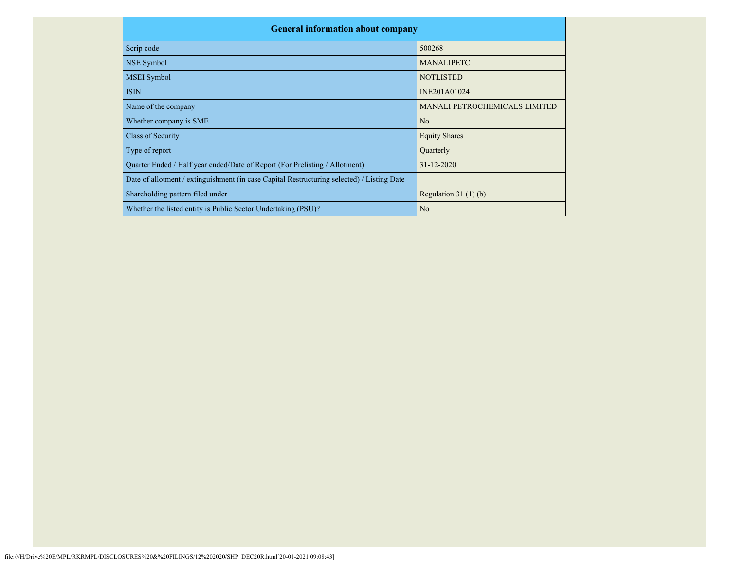| General information about company | |
|---|---|
| Scrip code | 500268 |
| NSE Symbol | MANALIPETC |
| MSEI Symbol | NOTLISTED |
| ISIN | INE201A01024 |
| Name of the company | MANALI PETROCHEMICALS LIMITED |
| Whether company is SME | No |
| Class of Security | Equity Shares |
| Type of report | Quarterly |
| Quarter Ended / Half year ended/Date of Report (For Prelisting / Allotment) | 31-12-2020 |
| Date of allotment / extinguishment (in case Capital Restructuring selected) / Listing Date | |
| Shareholding pattern filed under | Regulation 31 (1) (b) |
| Whether the listed entity is Public Sector Undertaking (PSU)? | No |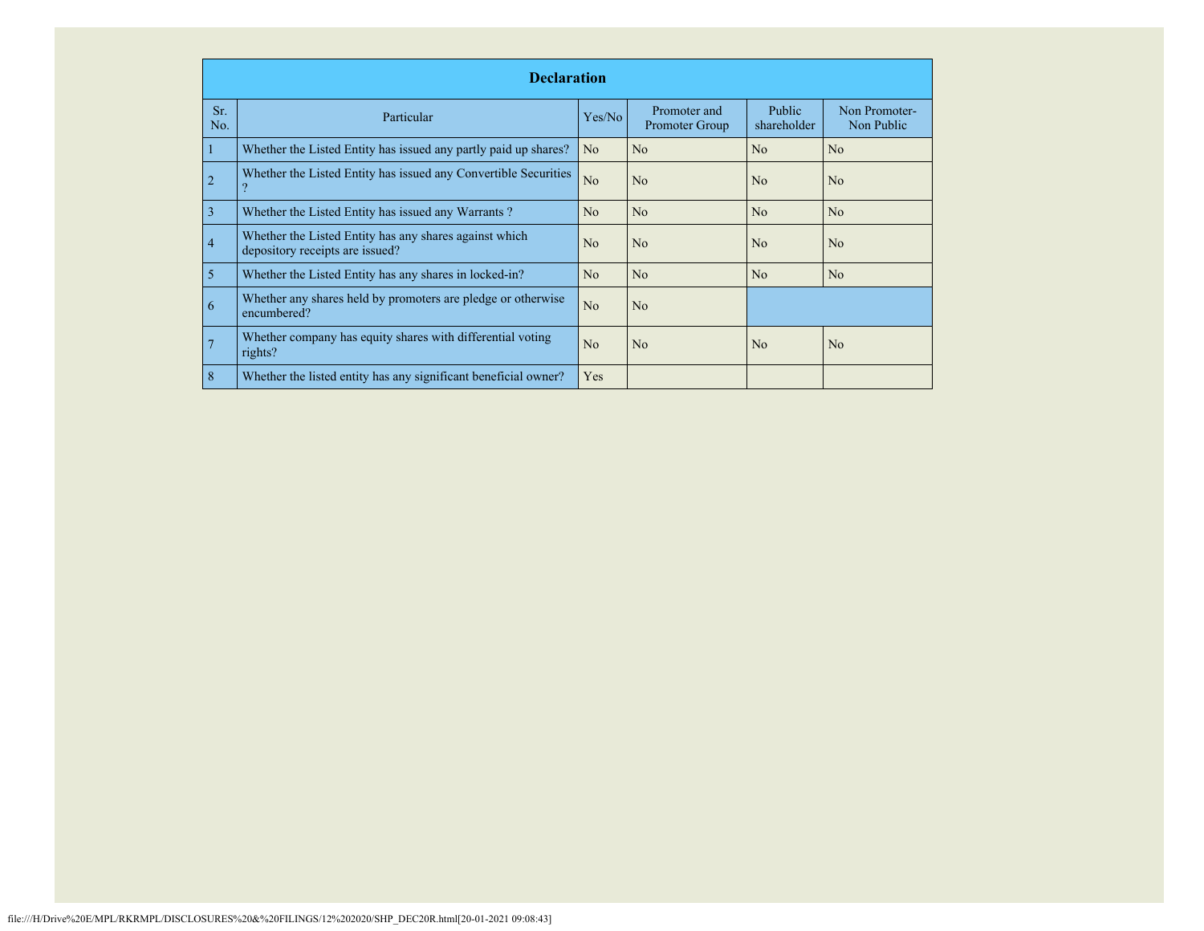| Declaration | | | | | |
|---|---|---|---|---|---|
| Sr. No. | Particular | Yes/No | Promoter and Promoter Group | Public shareholder | Non Promoter- Non Public |
| 1 | Whether the Listed Entity has issued any partly paid up shares? | No | No | No | No |
| 2 | Whether the Listed Entity has issued any Convertible Securities ? | No | No | No | No |
| 3 | Whether the Listed Entity has issued any Warrants ? | No | No | No | No |
| 4 | Whether the Listed Entity has any shares against which depository receipts are issued? | No | No | No | No |
| 5 | Whether the Listed Entity has any shares in locked-in? | No | No | No | No |
| 6 | Whether any shares held by promoters are pledge or otherwise encumbered? | No | No | | |
| 7 | Whether company has equity shares with differential voting rights? | No | No | No | No |
| 8 | Whether the listed entity has any significant beneficial owner? | Yes | | | |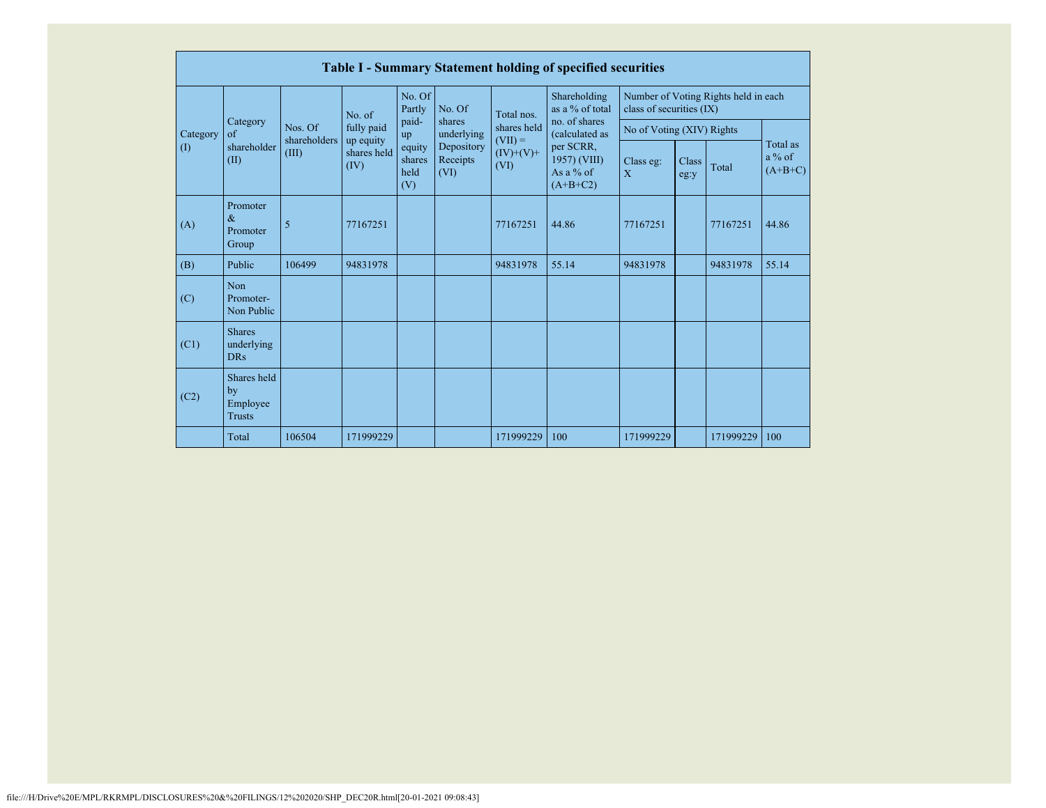| Table I - Summary Statement holding of specified securities | | | | | | | | | | | | |
|---|---|---|---|---|---|---|---|---|---|---|---|---|
| Category (I) | Category of shareholder (II) | Nos. Of shareholders (III) | No. of fully paid up equity shares held (IV) | No. Of Partly paid-up equity shares held (V) | No. Of shares underlying Depository Receipts (VI) | Total nos. shares held (VII) = (IV)+(V)+ (VI) | Shareholding as a % of total no. of shares (calculated as per SCRR, 1957) (VIII) As a % of (A+B+C2) | Number of Voting Rights held in each class of securities (IX) | | | |
| | | | | | | | | No of Voting (XIV) Rights | | | Total as a % of (A+B+C) |
| | | | | | | | | Class eg: X | Class eg:y | Total | |
| (A) | Promoter & Promoter Group | 5 | 77167251 | | | 77167251 | 44.86 | 77167251 | | 77167251 | 44.86 |
| (B) | Public | 106499 | 94831978 | | | 94831978 | 55.14 | 94831978 | | 94831978 | 55.14 |
| (C) | Non Promoter- Non Public | | | | | | | | | | |
| (C1) | Shares underlying DRs | | | | | | | | | | |
| (C2) | Shares held by Employee Trusts | | | | | | | | | | |
| | Total | 106504 | 171999229 | | | 171999229 | 100 | 171999229 | | 171999229 | 100 |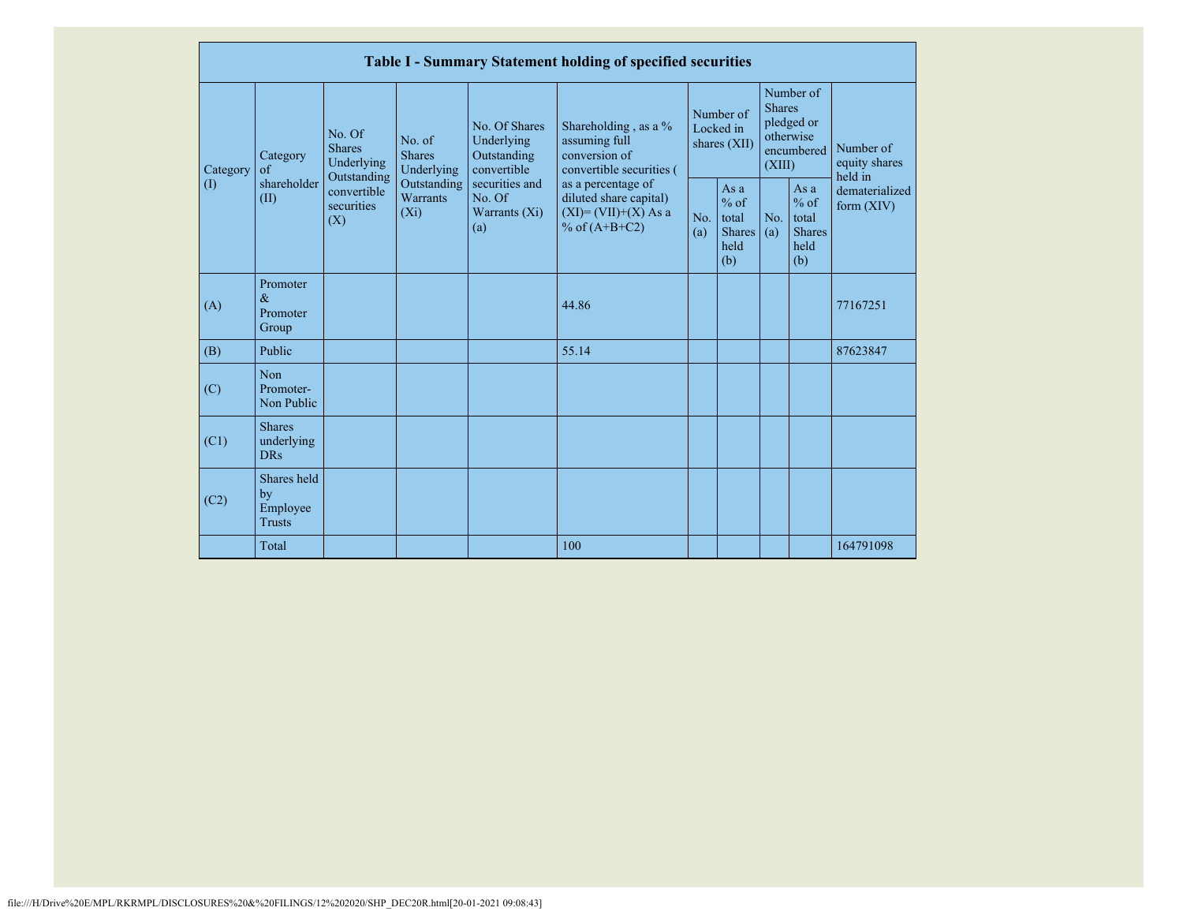## Table I - Summary Statement holding of specified securities

| Category (I) | Category of shareholder (II) | No. Of Shares Underlying Outstanding convertible securities (X) | No. of Shares Underlying Outstanding Warrants (Xi) | No. Of Shares Underlying Outstanding convertible securities and No. Of Warrants (Xi) (a) | Shareholding , as a % assuming full conversion of convertible securities ( as a percentage of diluted share capital) (XI)= (VII)+(X) As a % of (A+B+C2) | Number of Locked in shares (XII) | | Number of Shares pledged or otherwise encumbered (XIII) | | Number of equity shares held in dematerialized form (XIV) |
|---|---|---|---|---|---|---|---|---|---|---|
| | | | | | | No. (a) | As a % of total Shares held (b) | No. (a) | As a % of total Shares held (b) | |
| (A) | Promoter & Promoter Group | | | | 44.86 | | | | | 77167251 |
| (B) | Public | | | | 55.14 | | | | | 87623847 |
| (C) | Non Promoter- Non Public | | | | | | | | | |
| (C1) | Shares underlying DRs | | | | | | | | | |
| (C2) | Shares held by Employee Trusts | | | | | | | | | |
| | Total | | | | 100 | | | | | 164791098 |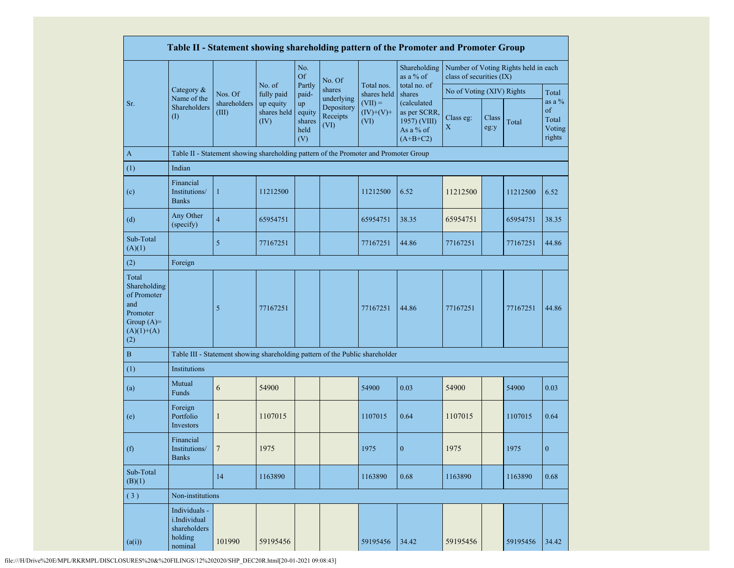| Table II - Statement showing shareholding pattern of the Promoter and Promoter Group | | | | | | | | | | | |
|---|---|---|---|---|---|---|---|---|---|---|---|
| Sr. | Category & Name of the Shareholders (I) | Nos. Of shareholders (III) | No. of fully paid up equity shares held (IV) | No. Of Partly paid-up equity shares held (V) | No. Of shares underlying Depository Receipts (VI) | Total nos. shares held (VII) = (IV)+(V)+ (VI) | Shareholding as a % of total no. of shares (calculated as per SCRR, 1957) (VIII) As a % of (A+B+C2) | Number of Voting Rights held in each class of securities (IX) | | | |
| | | | | | | | | No of Voting (XIV) Rights | | | Total as a % of Total Voting rights |
| | | | | | | | | Class eg: X | Class eg:y | Total | |
| A | Table II - Statement showing shareholding pattern of the Promoter and Promoter Group | | | | | | | | | | |
| (1) | Indian | | | | | | | | | | |
| (c) | Financial Institutions/ Banks | 1 | 11212500 | | | 11212500 | 6.52 | 11212500 | | 11212500 | 6.52 |
| (d) | Any Other (specify) | 4 | 65954751 | | | 65954751 | 38.35 | 65954751 | | 65954751 | 38.35 |
| Sub-Total (A)(1) | | 5 | 77167251 | | | 77167251 | 44.86 | 77167251 | | 77167251 | 44.86 |
| (2) | Foreign | | | | | | | | | | |
| Total Shareholding of Promoter and Promoter Group (A)=(A)(1)+(A)(2) | | 5 | 77167251 | | | 77167251 | 44.86 | 77167251 | | 77167251 | 44.86 |
| B | Table III - Statement showing shareholding pattern of the Public shareholder | | | | | | | | | | |
| (1) | Institutions | | | | | | | | | | |
| (a) | Mutual Funds | 6 | 54900 | | | 54900 | 0.03 | 54900 | | 54900 | 0.03 |
| (e) | Foreign Portfolio Investors | 1 | 1107015 | | | 1107015 | 0.64 | 1107015 | | 1107015 | 0.64 |
| (f) | Financial Institutions/ Banks | 7 | 1975 | | | 1975 | 0 | 1975 | | 1975 | 0 |
| Sub-Total (B)(1) | | 14 | 1163890 | | | 1163890 | 0.68 | 1163890 | | 1163890 | 0.68 |
| ( 3 ) | Non-institutions | | | | | | | | | | |
| (a(i)) | Individuals - i.Individual shareholders holding nominal | 101990 | 59195456 | | | 59195456 | 34.42 | 59195456 | | 59195456 | 34.42 |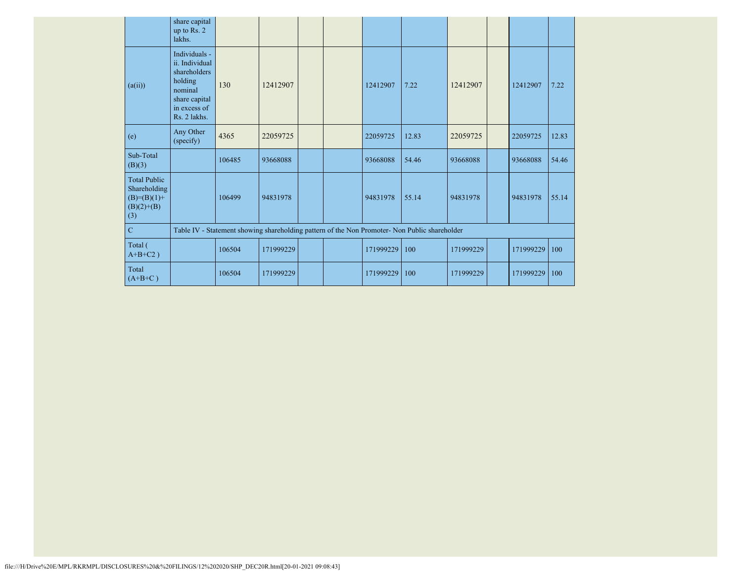| | share capital up to Rs. 2 lakhs. | | | | | | | | | | |
|---|---|---|---|---|---|---|---|---|---|---|---|
| (a(ii)) | Individuals - ii. Individual shareholders holding nominal share capital in excess of Rs. 2 lakhs. | 130 | 12412907 | | | 12412907 | 7.22 | 12412907 | | 12412907 | 7.22 |
| (e) | Any Other (specify) | 4365 | 22059725 | | | 22059725 | 12.83 | 22059725 | | 22059725 | 12.83 |
| Sub-Total (B)(3) | | 106485 | 93668088 | | | 93668088 | 54.46 | 93668088 | | 93668088 | 54.46 |
| Total Public Shareholding (B)=(B)(1)+(B)(2)+(B)(3) | | 106499 | 94831978 | | | 94831978 | 55.14 | 94831978 | | 94831978 | 55.14 |
| C | Table IV - Statement showing shareholding pattern of the Non Promoter- Non Public shareholder | | | | | | | | | | |
| Total ( A+B+C2 ) | | 106504 | 171999229 | | | 171999229 | 100 | 171999229 | | 171999229 | 100 |
| Total (A+B+C ) | | 106504 | 171999229 | | | 171999229 | 100 | 171999229 | | 171999229 | 100 |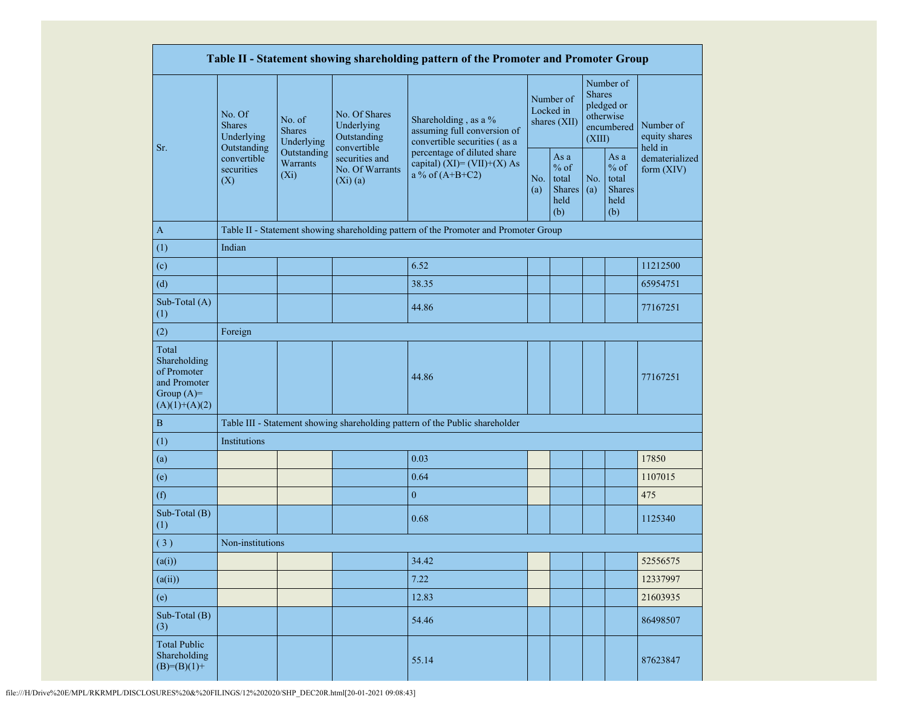| Table II - Statement showing shareholding pattern of the Promoter and Promoter Group | | | | | | | | | |
|---|---|---|---|---|---|---|---|---|---|
| Sr. | No. Of Shares Underlying Outstanding convertible securities (X) | No. of Shares Underlying Outstanding Warrants (Xi) | No. Of Shares Underlying Outstanding convertible securities and No. Of Warrants (Xi) (a) | Shareholding , as a % assuming full conversion of convertible securities ( as a percentage of diluted share capital) (XI)= (VII)+(X) As a % of (A+B+C2) | Number of Locked in shares (XII) | | Number of Shares pledged or otherwise encumbered (XIII) | | Number of equity shares held in dematerialized form (XIV) |
| | | | | | No. (a) | As a % of total Shares held (b) | No. (a) | As a % of total Shares held (b) | |
| A | Table II - Statement showing shareholding pattern of the Promoter and Promoter Group | | | | | | | | |
| (1) | Indian | | | | | | | | |
| (c) | | | | 6.52 | | | | | 11212500 |
| (d) | | | | 38.35 | | | | | 65954751 |
| Sub-Total (A) (1) | | | | 44.86 | | | | | 77167251 |
| (2) | Foreign | | | | | | | | |
| Total Shareholding of Promoter and Promoter Group (A)=(A)(1)+(A)(2) | | | | 44.86 | | | | | 77167251 |
| B | Table III - Statement showing shareholding pattern of the Public shareholder | | | | | | | | |
| (1) | Institutions | | | | | | | | |
| (a) | | | | 0.03 | | | | | 17850 |
| (e) | | | | 0.64 | | | | | 1107015 |
| (f) | | | | 0 | | | | | 475 |
| Sub-Total (B) (1) | | | | 0.68 | | | | | 1125340 |
| ( 3 ) | Non-institutions | | | | | | | | |
| (a(i)) | | | | 34.42 | | | | | 52556575 |
| (a(ii)) | | | | 7.22 | | | | | 12337997 |
| (e) | | | | 12.83 | | | | | 21603935 |
| Sub-Total (B) (3) | | | | 54.46 | | | | | 86498507 |
| Total Public Shareholding (B)=(B)(1)+ | | | | 55.14 | | | | | 87623847 |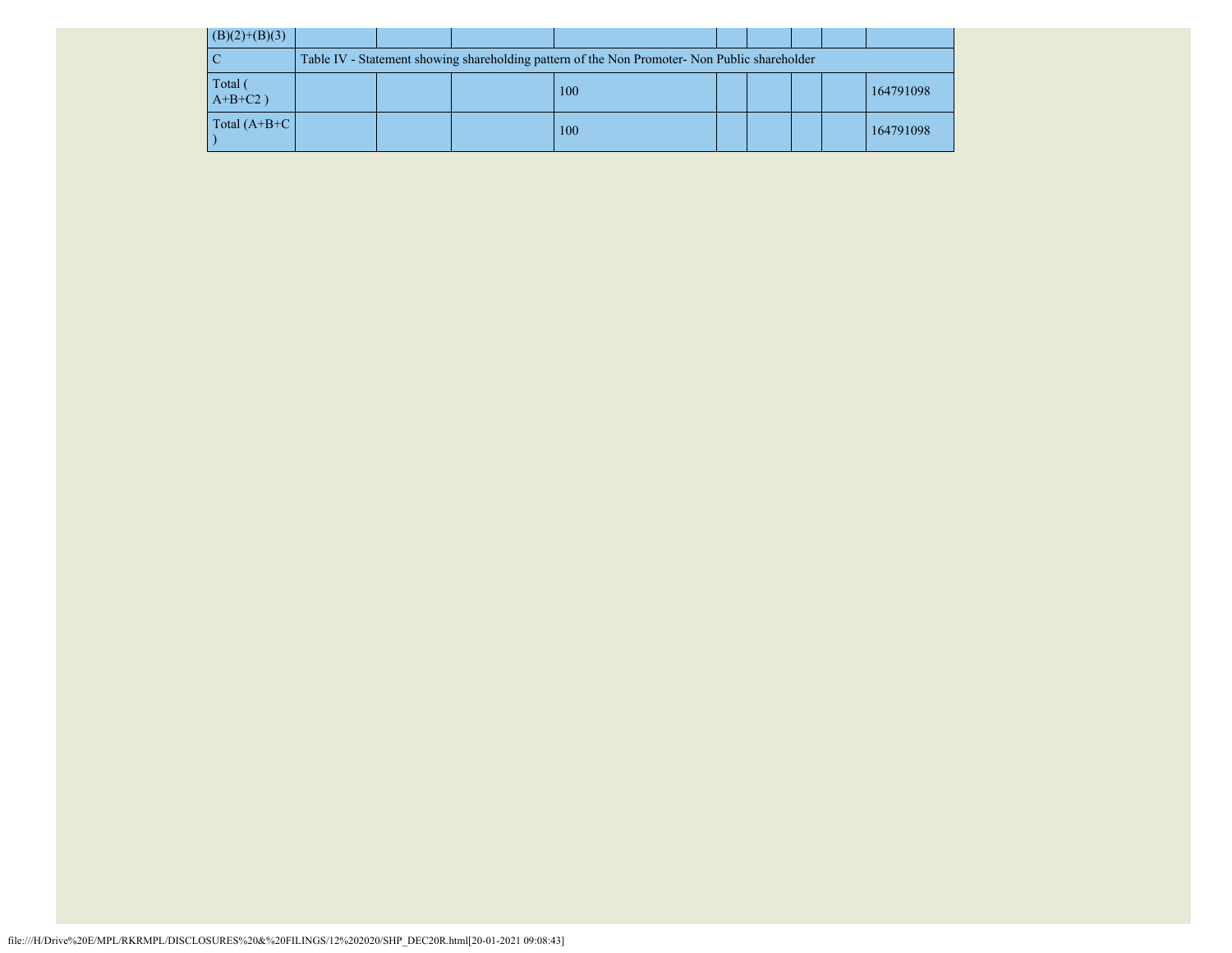| (B)(2)+(B)(3) | | | | | | | | |
|---|---|---|---|---|---|---|---|---|
| C | Table IV - Statement showing shareholding pattern of the Non Promoter- Non Public shareholder | | | | | | | |
| Total ( A+B+C2 ) | | | 100 | | | | | 164791098 |
| Total (A+B+C ) | | | 100 | | | | | 164791098 |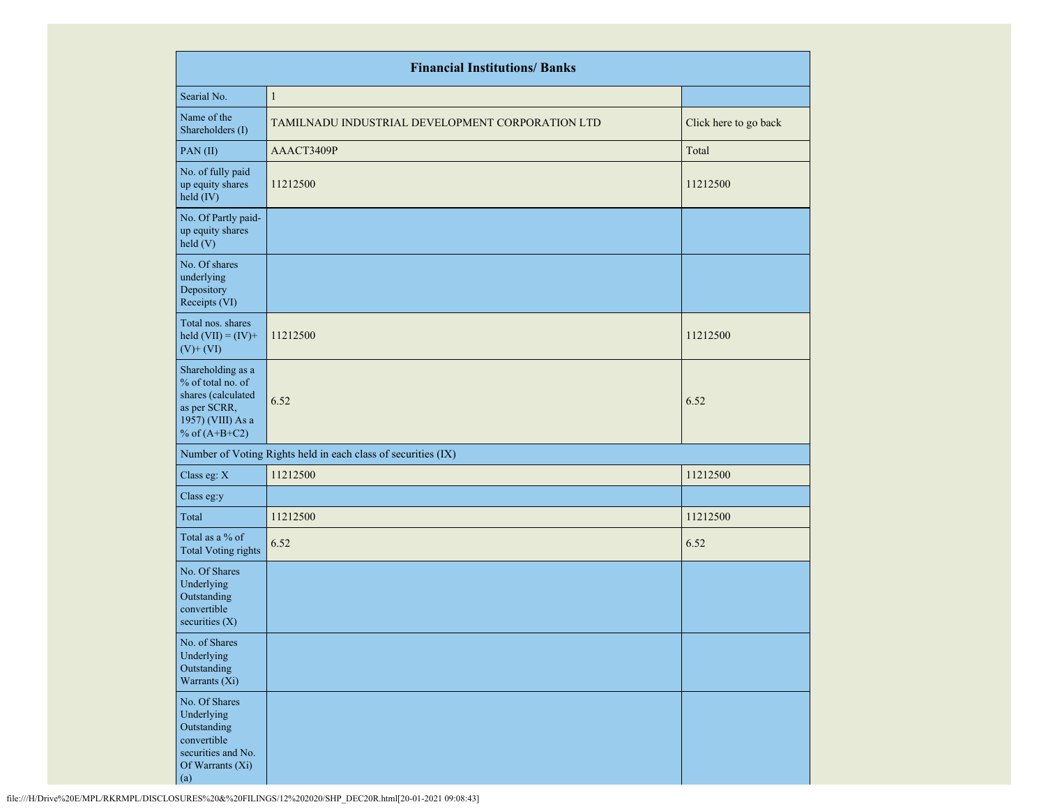| Financial Institutions/ Banks | | |
|---|---|---|
| Searial No. | 1 | |
| Name of the Shareholders (I) | TAMILNADU INDUSTRIAL DEVELOPMENT CORPORATION LTD | Click here to go back |
| PAN (II) | AAACT3409P | Total |
| No. of fully paid up equity shares held (IV) | 11212500 | 11212500 |
| No. Of Partly paid-up equity shares held (V) | | |
| No. Of shares underlying Depository Receipts (VI) | | |
| Total nos. shares held (VII) = (IV)+ (V)+ (VI) | 11212500 | 11212500 |
| Shareholding as a % of total no. of shares (calculated as per SCRR, 1957) (VIII) As a % of (A+B+C2) | 6.52 | 6.52 |
| Number of Voting Rights held in each class of securities (IX) | | |
| Class eg: X | 11212500 | 11212500 |
| Class eg:y | | |
| Total | 11212500 | 11212500 |
| Total as a % of Total Voting rights | 6.52 | 6.52 |
| No. Of Shares Underlying Outstanding convertible securities (X) | | |
| No. of Shares Underlying Outstanding Warrants (Xi) | | |
| No. Of Shares Underlying Outstanding convertible securities and No. Of Warrants (Xi) (a) | | |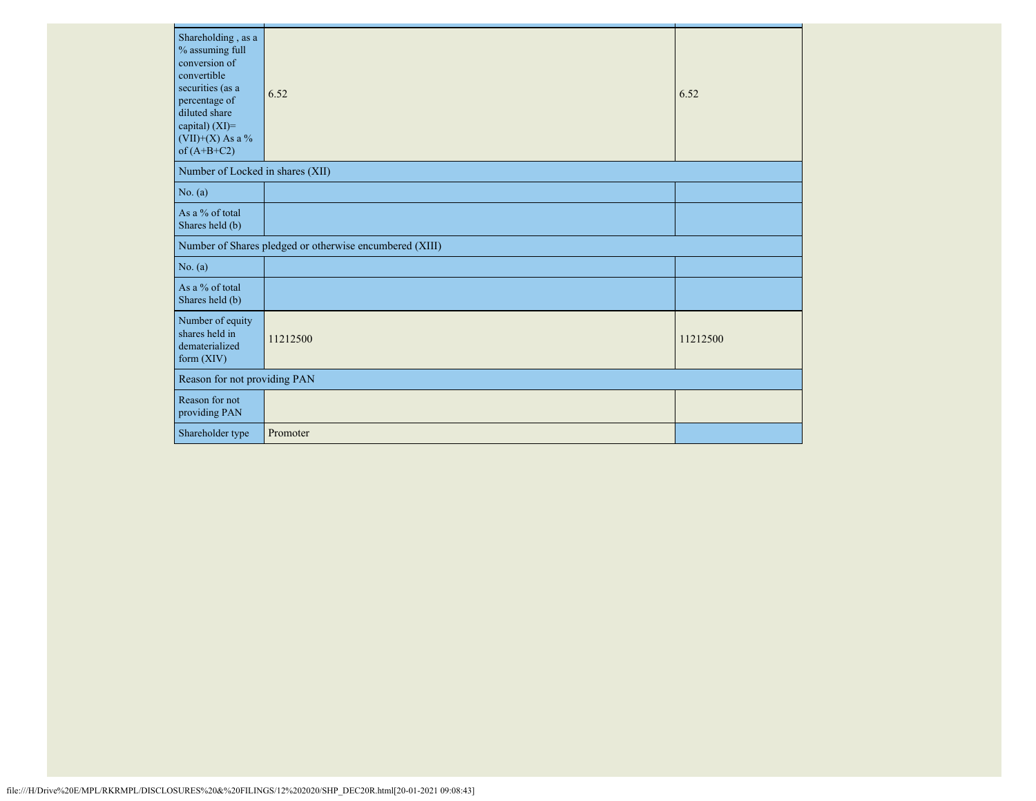| | | |
|---|---|---|
| Shareholding , as a % assuming full conversion of convertible securities (as a percentage of diluted share capital) (XI)= (VII)+(X) As a % of (A+B+C2) | 6.52 | 6.52 |
| Number of Locked in shares (XII) | | |
| No. (a) | | |
| As a % of total Shares held (b) | | |
| Number of Shares pledged or otherwise encumbered (XIII) | | |
| No. (a) | | |
| As a % of total Shares held (b) | | |
| Number of equity shares held in dematerialized form (XIV) | 11212500 | 11212500 |
| Reason for not providing PAN | | |
| Reason for not providing PAN | | |
| Shareholder type | Promoter | |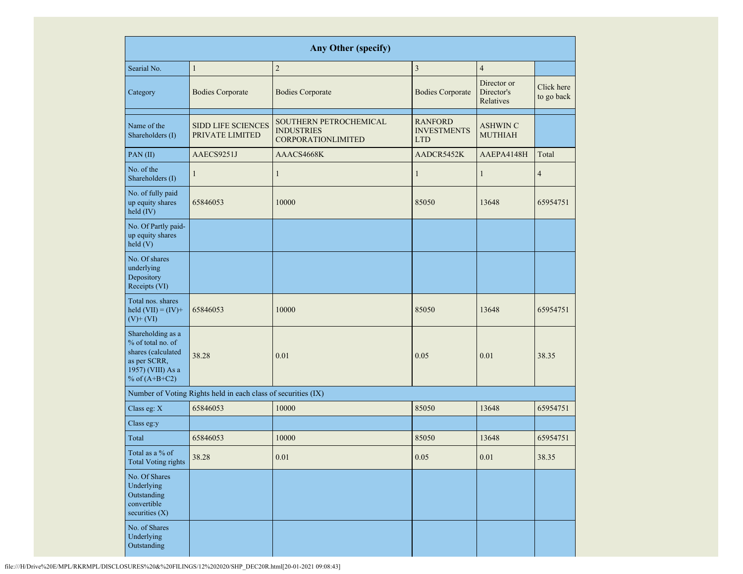| Any Other (specify) | | | | | |
|---|---|---|---|---|---|
| Searial No. | 1 | 2 | 3 | 4 | |
| Category | Bodies Corporate | Bodies Corporate | Bodies Corporate | Director or Director's Relatives | Click here to go back |
| | | | | | |
| Name of the Shareholders (I) | SIDD LIFE SCIENCES PRIVATE LIMITED | SOUTHERN PETROCHEMICAL INDUSTRIES CORPORATIONLIMITED | RANFORD INVESTMENTS LTD | ASHWIN C MUTHIAH | |
| PAN (II) | AAECS9251J | AAACS4668K | AADCR5452K | AAEPA4148H | Total |
| No. of the Shareholders (I) | 1 | 1 | 1 | 1 | 4 |
| No. of fully paid up equity shares held (IV) | 65846053 | 10000 | 85050 | 13648 | 65954751 |
| No. Of Partly paid-up equity shares held (V) | | | | | |
| No. Of shares underlying Depository Receipts (VI) | | | | | |
| Total nos. shares held (VII) = (IV)+ (V)+ (VI) | 65846053 | 10000 | 85050 | 13648 | 65954751 |
| Shareholding as a % of total no. of shares (calculated as per SCRR, 1957) (VIII) As a % of (A+B+C2) | 38.28 | 0.01 | 0.05 | 0.01 | 38.35 |
| Number of Voting Rights held in each class of securities (IX) | | | | | |
| Class eg: X | 65846053 | 10000 | 85050 | 13648 | 65954751 |
| Class eg:y | | | | | |
| Total | 65846053 | 10000 | 85050 | 13648 | 65954751 |
| Total as a % of Total Voting rights | 38.28 | 0.01 | 0.05 | 0.01 | 38.35 |
| No. Of Shares Underlying Outstanding convertible securities (X) | | | | | |
| No. of Shares Underlying Outstanding | | | | | |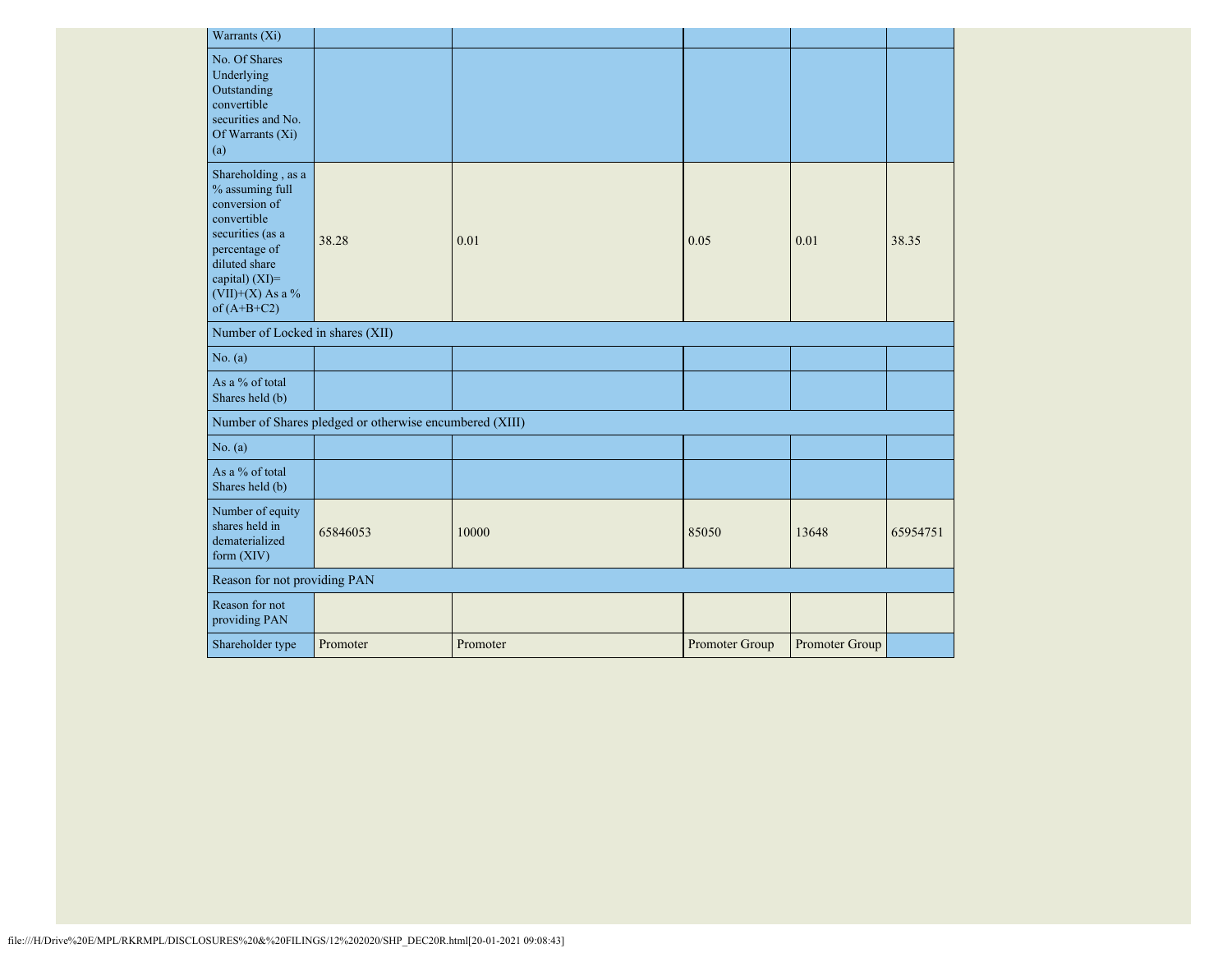| Warrants (Xi) | | | | | |
|---|---|---|---|---|---|
| No. Of Shares Underlying Outstanding convertible securities and No. Of Warrants (Xi) (a) | | | | | |
| Shareholding , as a % assuming full conversion of convertible securities (as a percentage of diluted share capital) (XI)= (VII)+(X) As a % of (A+B+C2) | 38.28 | 0.01 | 0.05 | 0.01 | 38.35 |
| Number of Locked in shares (XII) | | | | | |
| No. (a) | | | | | |
| As a % of total Shares held (b) | | | | | |
| Number of Shares pledged or otherwise encumbered (XIII) | | | | | |
| No. (a) | | | | | |
| As a % of total Shares held (b) | | | | | |
| Number of equity shares held in dematerialized form (XIV) | 65846053 | 10000 | 85050 | 13648 | 65954751 |
| Reason for not providing PAN | | | | | |
| Reason for not providing PAN | | | | | |
| Shareholder type | Promoter | Promoter | Promoter Group | Promoter Group | |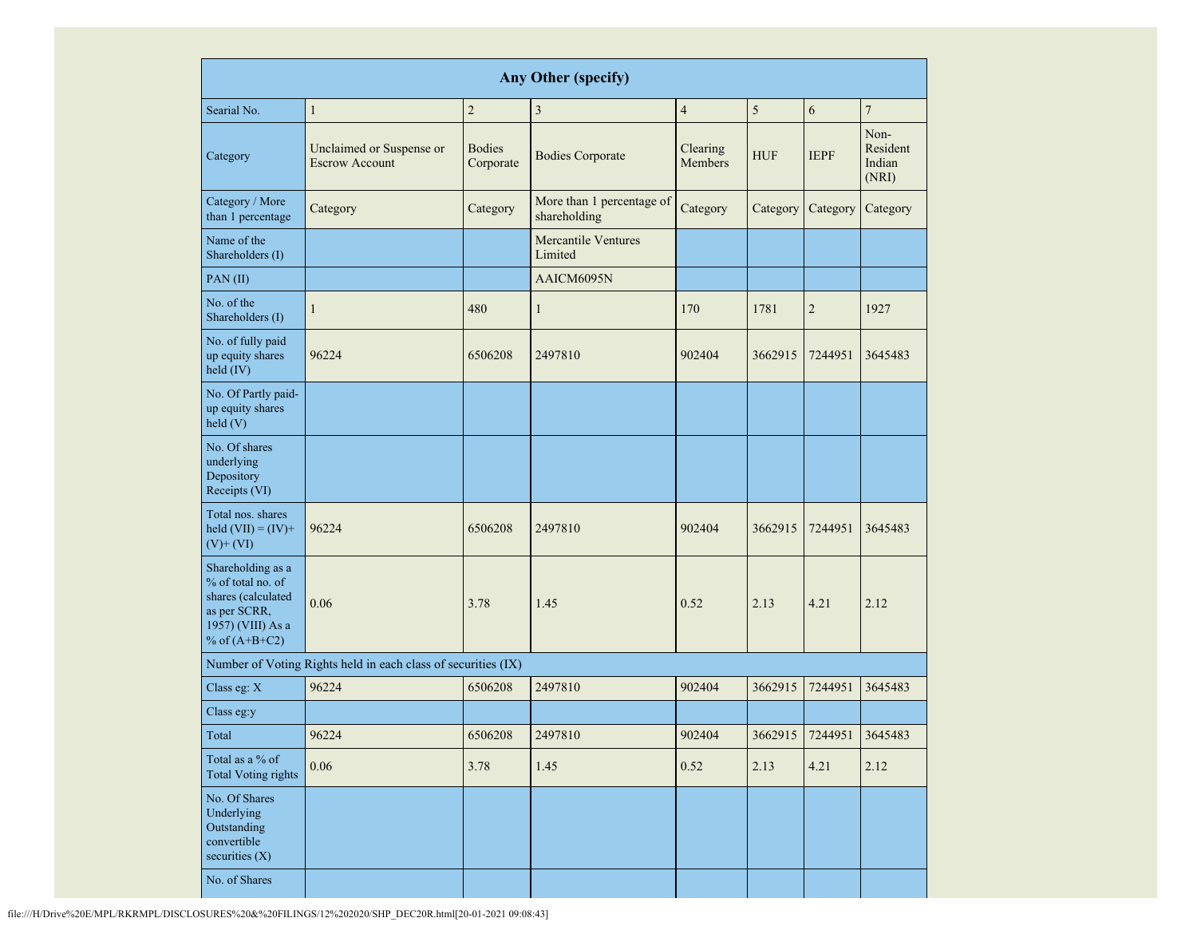| Any Other (specify) | | | | | | | |
|---|---|---|---|---|---|---|---|
| Searial No. | 1 | 2 | 3 | 4 | 5 | 6 | 7 |
| Category | Unclaimed or Suspense or Escrow Account | Bodies Corporate | Bodies Corporate | Clearing Members | HUF | IEPF | Non-Resident Indian (NRI) |
| Category / More than 1 percentage | Category | Category | More than 1 percentage of shareholding | Category | Category | Category | Category |
| Name of the Shareholders (I) | | | Mercantile Ventures Limited | | | | |
| PAN (II) | | | AAICM6095N | | | | |
| No. of the Shareholders (I) | 1 | 480 | 1 | 170 | 1781 | 2 | 1927 |
| No. of fully paid up equity shares held (IV) | 96224 | 6506208 | 2497810 | 902404 | 3662915 | 7244951 | 3645483 |
| No. Of Partly paid-up equity shares held (V) | | | | | | | |
| No. Of shares underlying Depository Receipts (VI) | | | | | | | |
| Total nos. shares held (VII) = (IV)+ (V)+ (VI) | 96224 | 6506208 | 2497810 | 902404 | 3662915 | 7244951 | 3645483 |
| Shareholding as a % of total no. of shares (calculated as per SCRR, 1957) (VIII) As a % of (A+B+C2) | 0.06 | 3.78 | 1.45 | 0.52 | 2.13 | 4.21 | 2.12 |
| Number of Voting Rights held in each class of securities (IX) | | | | | | | |
| Class eg: X | 96224 | 6506208 | 2497810 | 902404 | 3662915 | 7244951 | 3645483 |
| Class eg:y | | | | | | | |
| Total | 96224 | 6506208 | 2497810 | 902404 | 3662915 | 7244951 | 3645483 |
| Total as a % of Total Voting rights | 0.06 | 3.78 | 1.45 | 0.52 | 2.13 | 4.21 | 2.12 |
| No. Of Shares Underlying Outstanding convertible securities (X) | | | | | | | |
| No. of Shares | | | | | | | |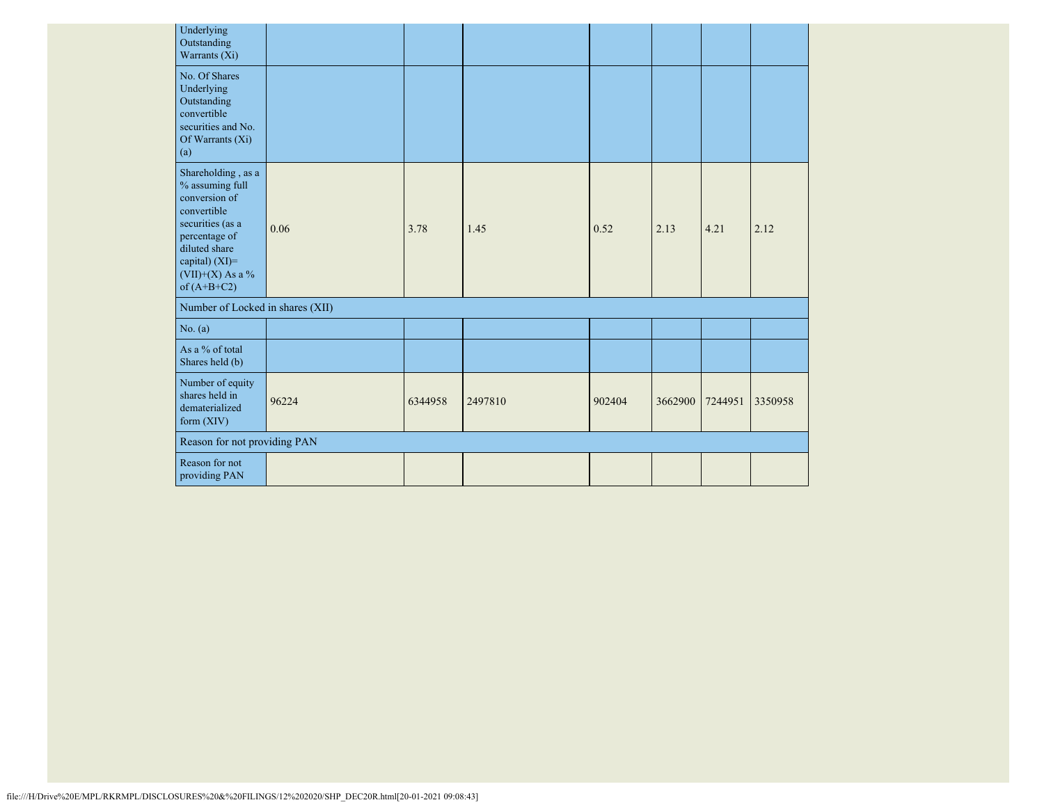| | | | | | | | |
|---|---|---|---|---|---|---|---|
| Underlying Outstanding Warrants (Xi) | | | | | | | |
| No. Of Shares Underlying Outstanding convertible securities and No. Of Warrants (Xi) (a) | | | | | | | |
| Shareholding , as a % assuming full conversion of convertible securities (as a percentage of diluted share capital) (XI)= (VII)+(X) As a % of (A+B+C2) | 0.06 | 3.78 | 1.45 | 0.52 | 2.13 | 4.21 | 2.12 |
| Number of Locked in shares (XII) | | | | | | | |
| No. (a) | | | | | | | |
| As a % of total Shares held (b) | | | | | | | |
| Number of equity shares held in dematerialized form (XIV) | 96224 | 6344958 | 2497810 | 902404 | 3662900 | 7244951 | 3350958 |
| Reason for not providing PAN | | | | | | | |
| Reason for not providing PAN | | | | | | | |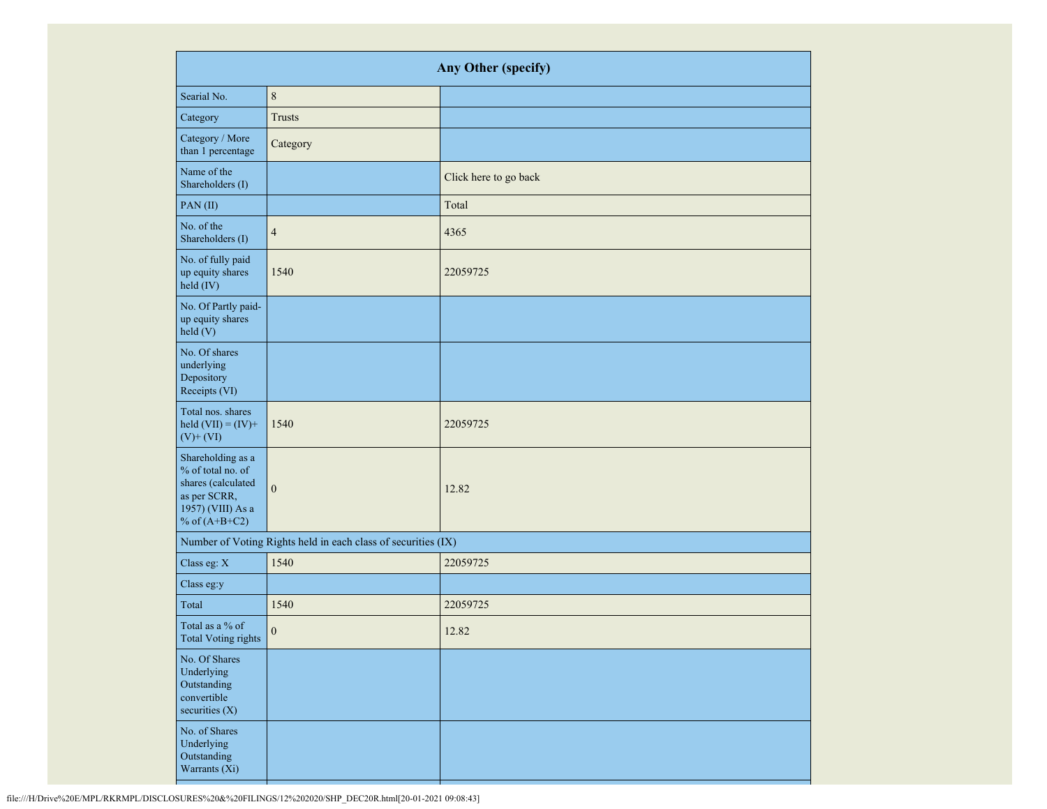| Any Other (specify) | | |
|---|---|---|
| Searial No. | 8 | |
| Category | Trusts | |
| Category / More than 1 percentage | Category | |
| Name of the Shareholders (I) | | Click here to go back |
| PAN (II) | | Total |
| No. of the Shareholders (I) | 4 | 4365 |
| No. of fully paid up equity shares held (IV) | 1540 | 22059725 |
| No. Of Partly paid-up equity shares held (V) | | |
| No. Of shares underlying Depository Receipts (VI) | | |
| Total nos. shares held (VII) = (IV)+ (V)+ (VI) | 1540 | 22059725 |
| Shareholding as a % of total no. of shares (calculated as per SCRR, 1957) (VIII) As a % of (A+B+C2) | 0 | 12.82 |
| Number of Voting Rights held in each class of securities (IX) | | |
| Class eg: X | 1540 | 22059725 |
| Class eg:y | | |
| Total | 1540 | 22059725 |
| Total as a % of Total Voting rights | 0 | 12.82 |
| No. Of Shares Underlying Outstanding convertible securities (X) | | |
| No. of Shares Underlying Outstanding Warrants (Xi) | | |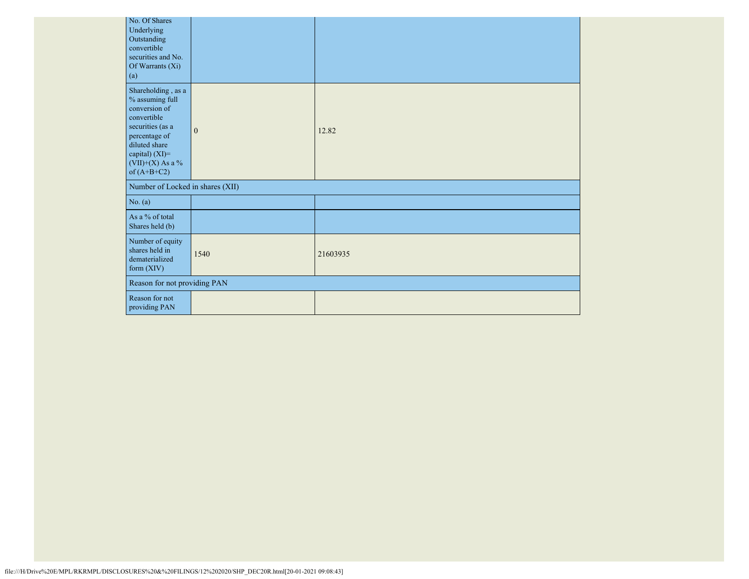| | | |
|---|---|---|
| No. Of Shares Underlying Outstanding convertible securities and No. Of Warrants (Xi) (a) | | |
| Shareholding , as a % assuming full conversion of convertible securities (as a percentage of diluted share capital) (XI)= (VII)+(X) As a % of (A+B+C2) | 0 | 12.82 |
| Number of Locked in shares (XII) | | |
| No. (a) | | |
| As a % of total Shares held (b) | | |
| Number of equity shares held in dematerialized form (XIV) | 1540 | 21603935 |
| Reason for not providing PAN | | |
| Reason for not providing PAN | | |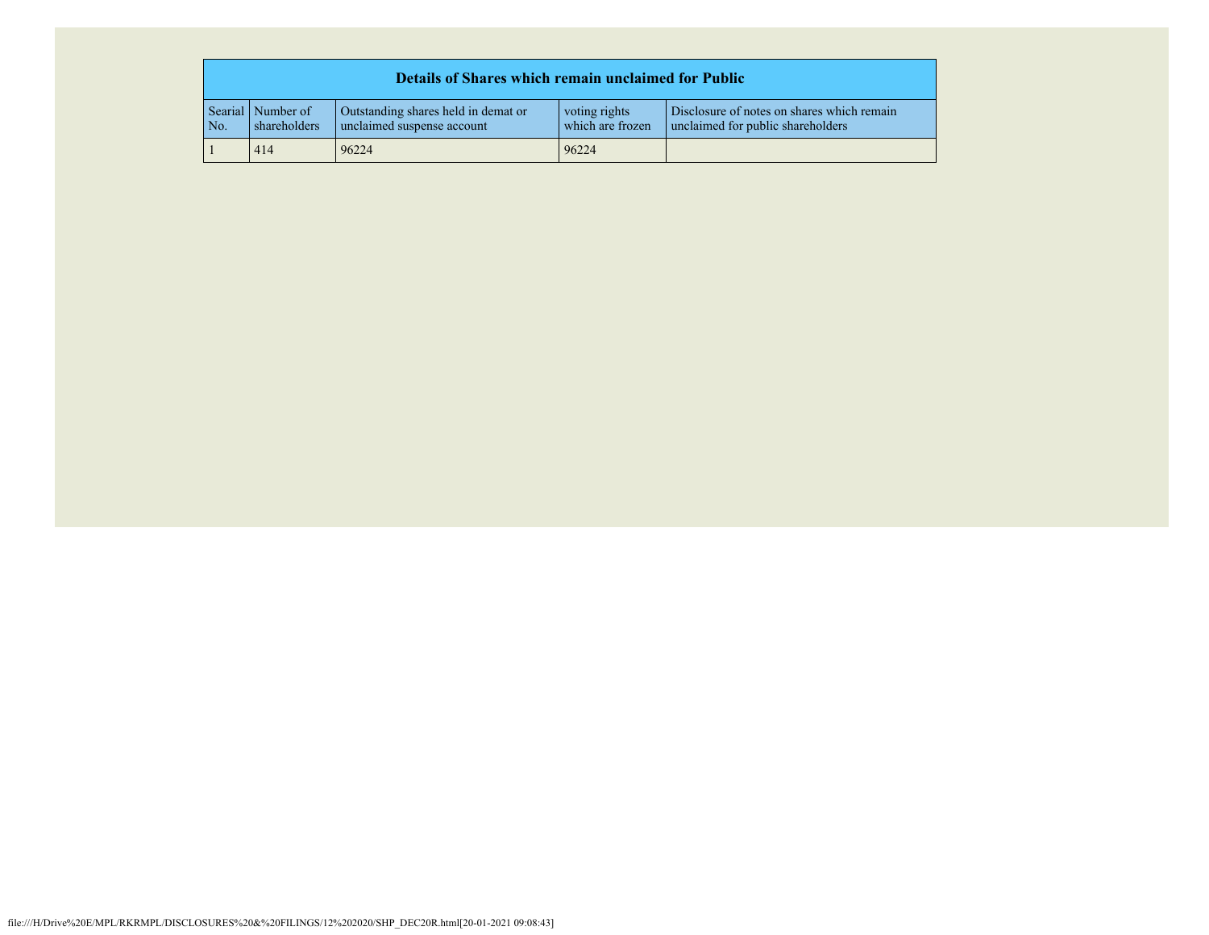| Details of Shares which remain unclaimed for Public | | | | |
|---|---|---|---|---|
| Searial No. | Number of shareholders | Outstanding shares held in demat or unclaimed suspense account | voting rights which are frozen | Disclosure of notes on shares which remain unclaimed for public shareholders |
| 1 | 414 | 96224 | 96224 | |